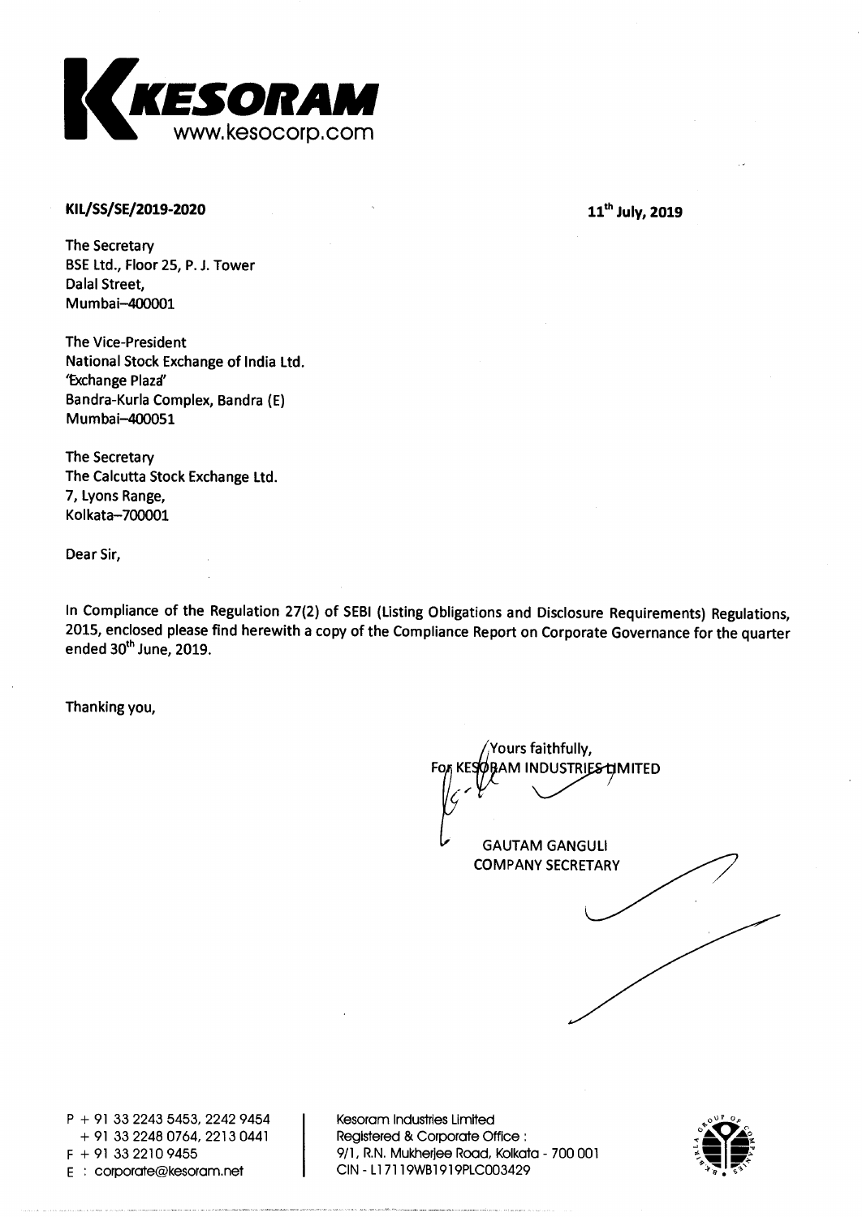**KESORAM**
www.kesocorp.com

**KIL/SS/SE/2019-2020** **11th July, 2019**

The Secretary
BSE Ltd., Floor 25, P. J. Tower
Dalal Street,
Mumbai–400001

The Vice-President
National Stock Exchange of India Ltd.
'Exchange Plaza'
Bandra-Kurla Complex, Bandra (E)
Mumbai–400051

The Secretary
The Calcutta Stock Exchange Ltd.
7, Lyons Range,
Kolkata–700001

Dear Sir,

In Compliance of the Regulation 27(2) of SEBI (Listing Obligations and Disclosure Requirements) Regulations, 2015, enclosed please find herewith a copy of the Compliance Report on Corporate Governance for the quarter ended 30th June, 2019.

Thanking you,

Yours faithfully,
For KESORAM INDUSTRIES LIMITED

GAUTAM GANGULI
COMPANY SECRETARY

P + 91 33 2243 5453, 2242 9454
+ 91 33 2248 0764, 2213 0441
F + 91 33 2210 9455
E : corporate@kesoram.net

Kesoram Industries Limited
Registered & Corporate Office :
9/1, R.N. Mukherjee Road, Kolkata - 700 001
CIN - L17119WB1919PLC003429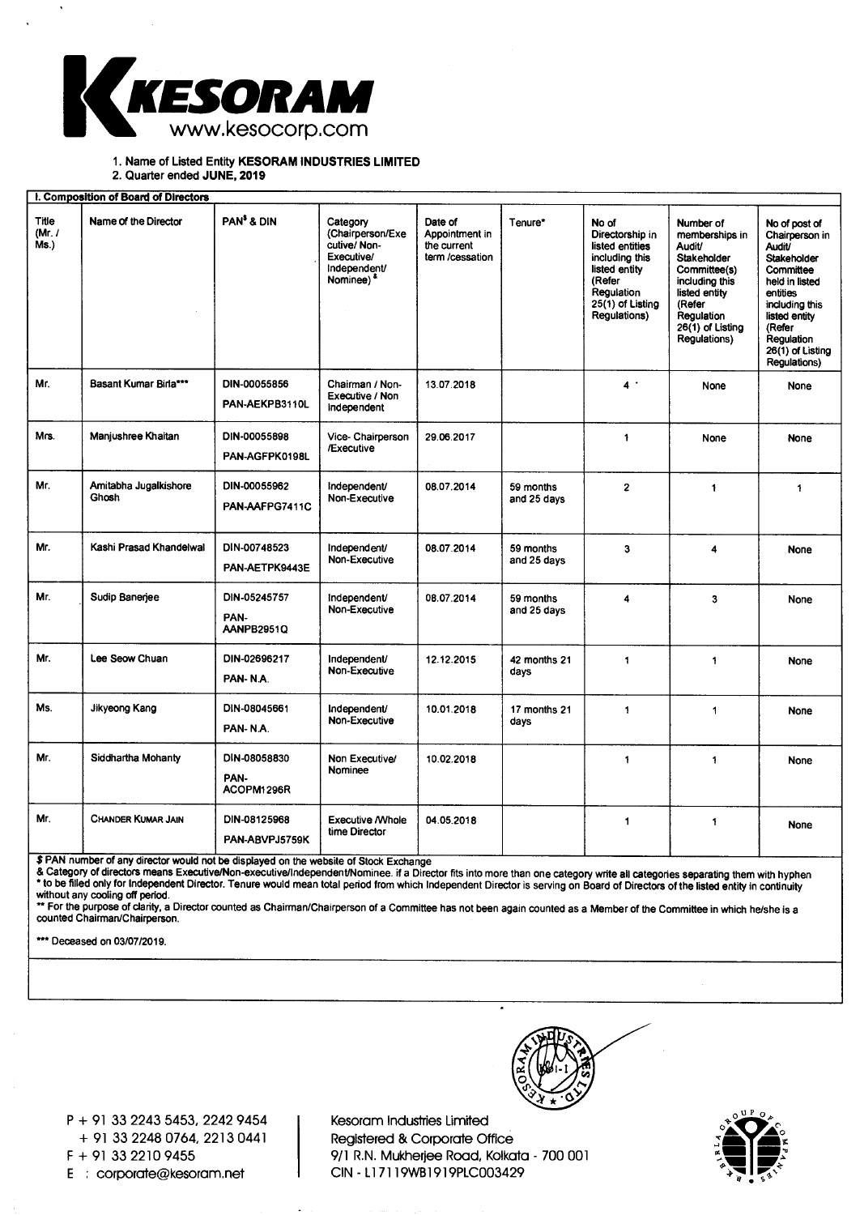1. Name of Listed Entity **KESORAM INDUSTRIES LIMITED**
2. Quarter ended **JUNE, 2019**

**I. Composition of Board of Directors**

| Title (Mr. / Ms.) | Name of the Director | PAN$ & DIN | Category (Chairperson/Executive/ Non-Executive/ Independent/ Nominee) & | Date of Appointment in the current term /cessation | Tenure* | No of Directorship in listed entities including this listed entity (Refer Regulation 25(1) of Listing Regulations) | Number of memberships in Audit/ Stakeholder Committee(s) including this listed entity (Refer Regulation 26(1) of Listing Regulations) | No of post of Chairperson in Audit/ Stakeholder Committee held in listed entities including this listed entity (Refer Regulation 26(1) of Listing Regulations) |
|---|---|---|---|---|---|---|---|---|
| Mr. | Basant Kumar Birla*** | DIN-00055856 PAN-AEKPB3110L | Chairman / Non-Executive / Non Independent | 13.07.2018 | | 4 * | None | None |
| Mrs. | Manjushree Khaitan | DIN-00055898 PAN-AGFPK0198L | Vice- Chairperson /Executive | 29.06.2017 | | 1 | None | None |
| Mr. | Amitabha Jugalkishore Ghosh | DIN-00055962 PAN-AAFPG7411C | Independent/ Non-Executive | 08.07.2014 | 59 months and 25 days | 2 | 1 | 1 |
| Mr. | Kashi Prasad Khandelwal | DIN-00748523 PAN-AETPK9443E | Independent/ Non-Executive | 08.07.2014 | 59 months and 25 days | 3 | 4 | None |
| Mr. | Sudip Banerjee | DIN-05245757 PAN-AANPB2951Q | Independent/ Non-Executive | 08.07.2014 | 59 months and 25 days | 4 | 3 | None |
| Mr. | Lee Seow Chuan | DIN-02696217 PAN- N.A. | Independent/ Non-Executive | 12.12.2015 | 42 months 21 days | 1 | 1 | None |
| Ms. | Jikyeong Kang | DIN-08045661 PAN- N.A. | Independent/ Non-Executive | 10.01.2018 | 17 months 21 days | 1 | 1 | None |
| Mr. | Siddhartha Mohanty | DIN-08058830 PAN-ACOPM1296R | Non Executive/ Nominee | 10.02.2018 | | 1 | 1 | None |
| Mr. | CHANDER KUMAR JAIN | DIN-08125968 PAN-ABVPJ5759K | Executive /Whole time Director | 04.05.2018 | | 1 | 1 | None |

$ PAN number of any director would not be displayed on the website of Stock Exchange

& Category of directors means Executive/Non-executive/Independent/Nominee. if a Director fits into more than one category write all categories separating them with hyphen

* to be filled only for Independent Director. Tenure would mean total period from which Independent Director is serving on Board of Directors of the listed entity in continuity without any cooling off period.

** For the purpose of clarity, a Director counted as Chairman/Chairperson of a Committee has not been again counted as a Member of the Committee in which he/she is a counted Chairman/Chairperson.

*** Deceased on 03/07/2019.

P + 91 33 2243 5453, 2242 9454
+ 91 33 2248 0764, 2213 0441
F + 91 33 2210 9455
E : corporate@kesoram.net

Kesoram Industries Limited
Registered & Corporate Office
9/1 R.N. Mukherjee Road, Kolkata - 700 001
CIN - L17119WB1919PLC003429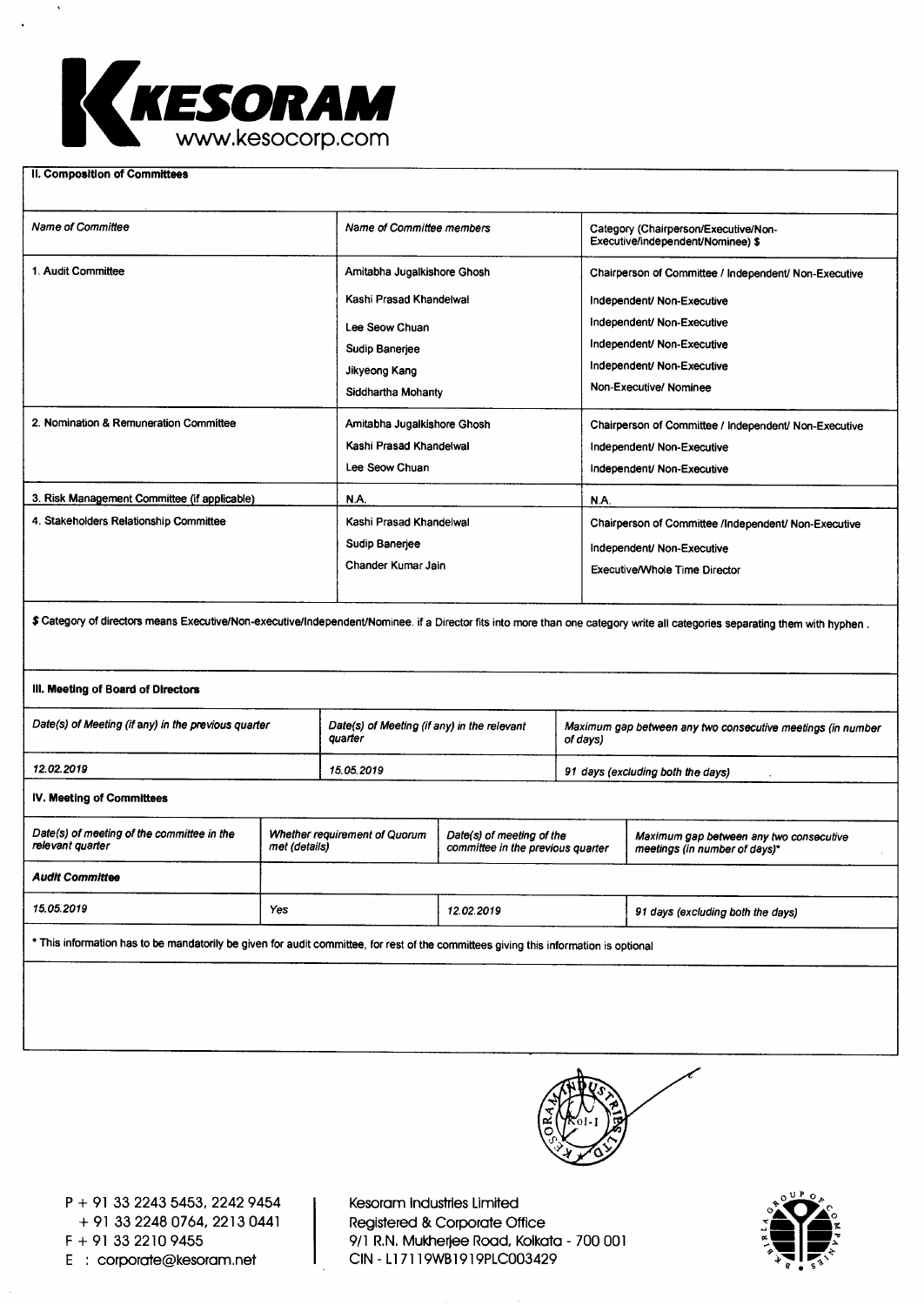# KESORAM

www.kesocorp.com

**II. Composition of Committees**

| *Name of Committee* | *Name of Committee members* | Category (Chairperson/Executive/Non-Executive/independent/Nominee) $ |
|---|---|---|
| 1. Audit Committee | Amitabha Jugalkishore Ghosh | Chairperson of Committee / Independent/ Non-Executive |
| | Kashi Prasad Khandelwal | Independent/ Non-Executive |
| | Lee Seow Chuan | Independent/ Non-Executive |
| | Sudip Banerjee | Independent/ Non-Executive |
| | Jikyeong Kang | Independent/ Non-Executive |
| | Siddhartha Mohanty | Non-Executive/ Nominee |
| 2. Nomination & Remuneration Committee | Amitabha Jugalkishore Ghosh | Chairperson of Committee / Independent/ Non-Executive |
| | Kashi Prasad Khandelwal | Independent/ Non-Executive |
| | Lee Seow Chuan | Independent/ Non-Executive |
| 3. Risk Management Committee (if applicable) | N.A. | N.A. |
| 4. Stakeholders Relationship Committee | Kashi Prasad Khandelwal | Chairperson of Committee /Independent/ Non-Executive |
| | Sudip Banerjee | Independent/ Non-Executive |
| | Chander Kumar Jain | Executive/Whole Time Director |

$ Category of directors means Executive/Non-executive/Independent/Nominee. if a Director fits into more than one category write all categories separating them with hyphen .

**III. Meeting of Board of Directors**

| *Date(s) of Meeting (if any) in the previous quarter* | *Date(s) of Meeting (if any) in the relevant quarter* | *Maximum gap between any two consecutive meetings (in number of days)* |
|---|---|---|
| *12.02.2019* | *15.05.2019* | *91 days (excluding both the days)* |

**IV. Meeting of Committees**

| *Date(s) of meeting of the committee in the relevant quarter* | *Whether requirement of Quorum met (details)* | *Date(s) of meeting of the committee in the previous quarter* | *Maximum gap between any two consecutive meetings (in number of days)** |
|---|---|---|---|
| ***Audit Committee*** | | | |
| *15.05.2019* | *Yes* | *12.02.2019* | *91 days (excluding both the days)* |

* This information has to be mandatorily be given for audit committee, for rest of the committees giving this information is optional

P + 91 33 2243 5453, 2242 9454
+ 91 33 2248 0764, 2213 0441
F + 91 33 2210 9455
E : corporate@kesoram.net

Kesoram Industries Limited
Registered & Corporate Office
9/1 R.N. Mukherjee Road, Kolkata - 700 001
CIN - L17119WB1919PLC003429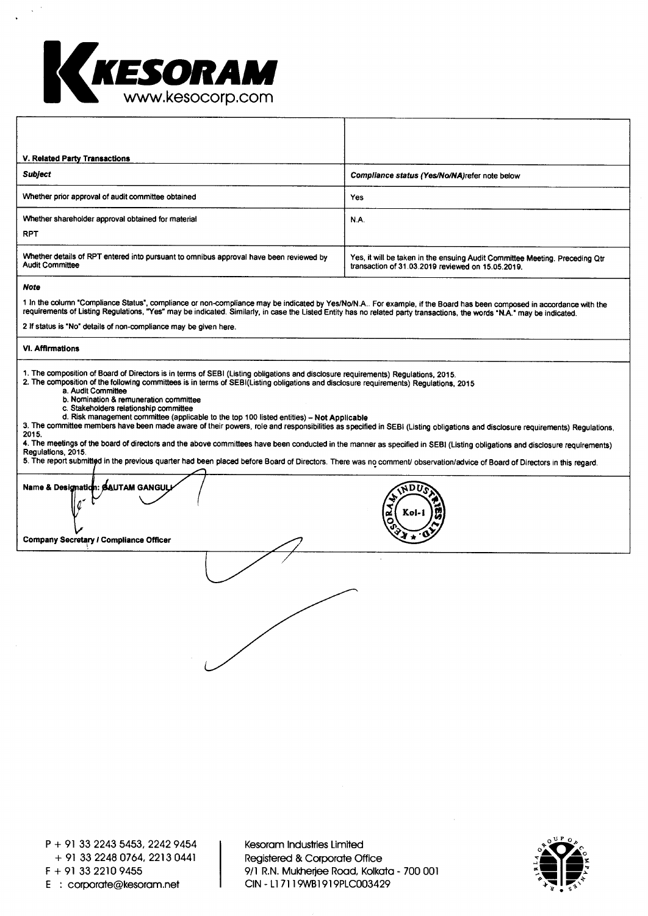# KESORAM

www.kesocorp.com

| V. Related Party Transactions | |
|---|---|
| ***Subject*** | ***Compliance status (Yes/No/NA)refer note below*** |
| Whether prior approval of audit committee obtained | Yes |
| Whether shareholder approval obtained for material RPT | N.A. |
| Whether details of RPT entered into pursuant to omnibus approval have been reviewed by Audit Committee | Yes, it will be taken in the ensuing Audit Committee Meeting. Preceding Qtr transaction of 31.03.2019 reviewed on 15.05.2019. |

***Note***

1 In the column "Compliance Status", compliance or non-compliance may be indicated by Yes/No/N.A.. For example, if the Board has been composed in accordance with the requirements of Listing Regulations, "Yes" may be indicated. Similarly, in case the Listed Entity has no related party transactions, the words "N.A." may be indicated.

2 If status is "No" details of non-compliance may be given here.

**VI. Affirmations**

1. The composition of Board of Directors is in terms of SEBI (Listing obligations and disclosure requirements) Regulations, 2015.
2. The composition of the following committees is in terms of SEBI(Listing obligations and disclosure requirements) Regulations, 2015
   - a. Audit Committee
   - b. Nomination & remuneration committee
   - c. Stakeholders relationship committee
   - d. Risk management committee (applicable to the top 100 listed entities) – **Not Applicable**
3. The committee members have been made aware of their powers, role and responsibilities as specified in SEBI (Listing obligations and disclosure requirements) Regulations, 2015.
4. The meetings of the board of directors and the above committees have been conducted in the manner as specified in SEBI (Listing obligations and disclosure requirements) Regulations, 2015.
5. The report submitted in the previous quarter had been placed before Board of Directors. There was no comment/ observation/advice of Board of Directors in this regard.

**Name & Designation: GAUTAM GANGULY**

**Company Secretary / Compliance Officer**

P + 91 33 2243 5453, 2242 9454
+ 91 33 2248 0764, 2213 0441
F + 91 33 2210 9455
E : corporate@kesoram.net

Kesoram Industries Limited
Registered & Corporate Office
9/1 R.N. Mukherjee Road, Kolkata - 700 001
CIN - L17119WB1919PLC003429